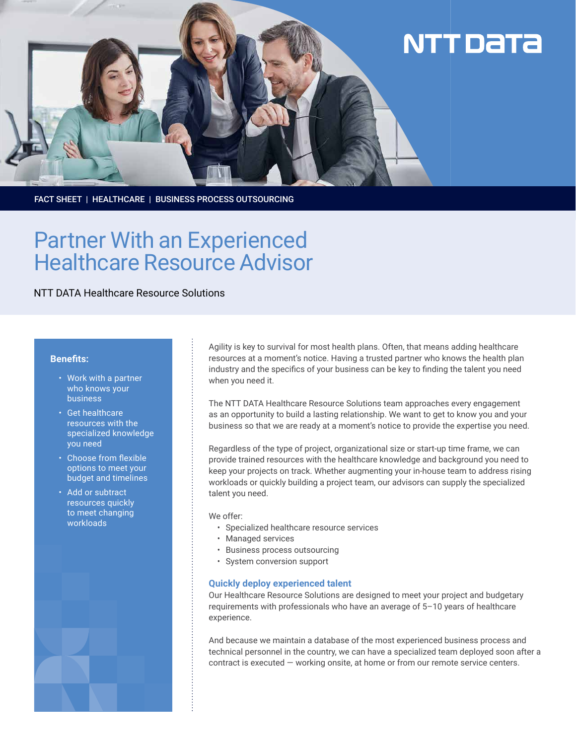FACT SHEET | HEALTHCARE | BUSINESS PROCESS OUTSOURCING

# Partner With an Experienced Healthcare Resource Advisor

NTT DATA Healthcare Resource Solutions

**Benefits:**

- Work with a partner who knows your business
- Get healthcare resources with the specialized knowledge you need
- Choose from flexible options to meet your budget and timelines
- Add or subtract resources quickly to meet changing workloads

Agility is key to survival for most health plans. Often, that means adding healthcare resources at a moment's notice. Having a trusted partner who knows the health plan industry and the specifics of your business can be key to finding the talent you need when you need it.

The NTT DATA Healthcare Resource Solutions team approaches every engagement as an opportunity to build a lasting relationship. We want to get to know you and your business so that we are ready at a moment's notice to provide the expertise you need.

Regardless of the type of project, organizational size or start-up time frame, we can provide trained resources with the healthcare knowledge and background you need to keep your projects on track. Whether augmenting your in-house team to address rising workloads or quickly building a project team, our advisors can supply the specialized talent you need.

We offer:

- Specialized healthcare resource services
- Managed services
- Business process outsourcing
- System conversion support

## Quickly deploy experienced talent

Our Healthcare Resource Solutions are designed to meet your project and budgetary requirements with professionals who have an average of 5–10 years of healthcare experience.

And because we maintain a database of the most experienced business process and technical personnel in the country, we can have a specialized team deployed soon after a contract is executed — working onsite, at home or from our remote service centers.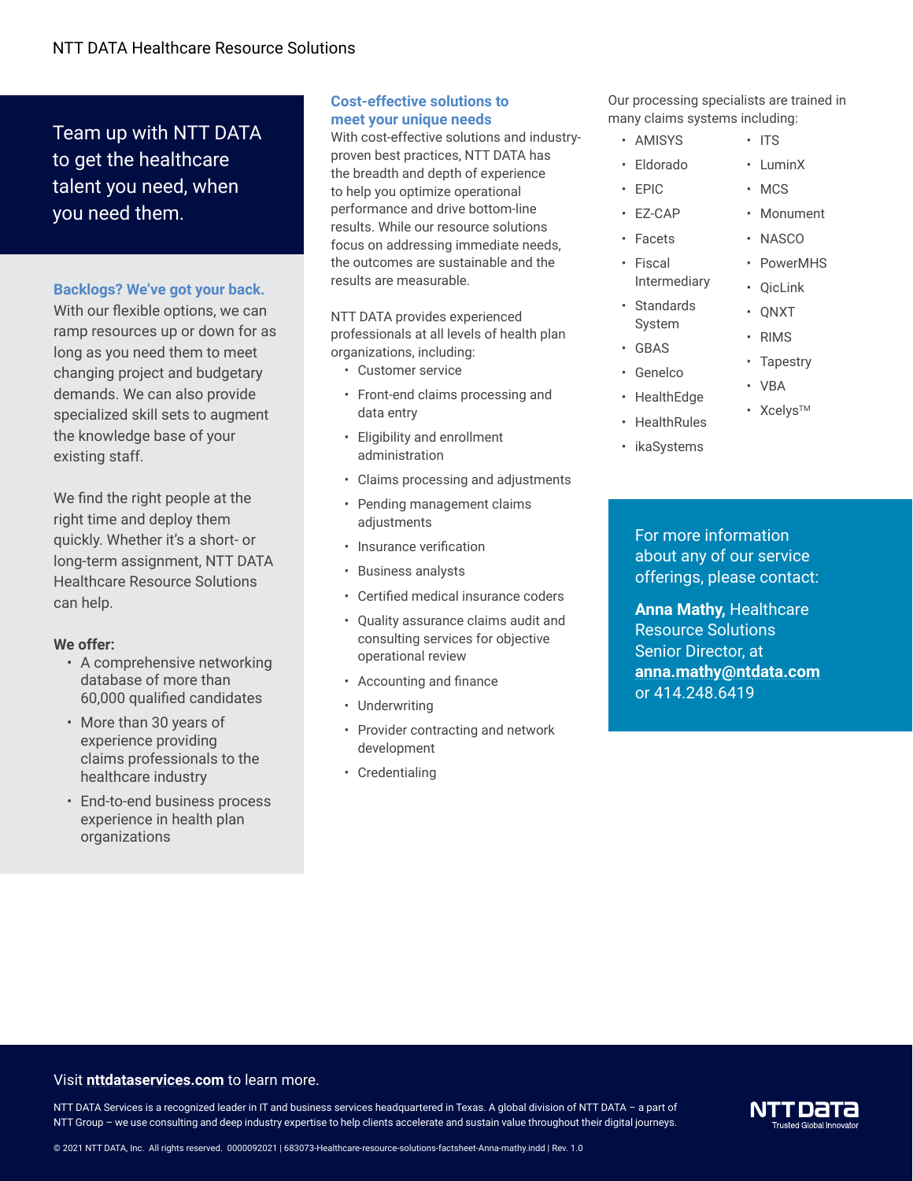## Team up with NTT DATA to get the healthcare talent you need, when you need them.

### Backlogs? We've got your back.

With our flexible options, we can ramp resources up or down for as long as you need them to meet changing project and budgetary demands. We can also provide specialized skill sets to augment the knowledge base of your existing staff.

We find the right people at the right time and deploy them quickly. Whether it's a short- or long-term assignment, NTT DATA Healthcare Resource Solutions can help.

**We offer:**

- A comprehensive networking database of more than 60,000 qualified candidates
- More than 30 years of experience providing claims professionals to the healthcare industry
- End-to-end business process experience in health plan organizations

### Cost-effective solutions to meet your unique needs

With cost-effective solutions and industry-proven best practices, NTT DATA has the breadth and depth of experience to help you optimize operational performance and drive bottom-line results. While our resource solutions focus on addressing immediate needs, the outcomes are sustainable and the results are measurable.

NTT DATA provides experienced professionals at all levels of health plan organizations, including:

- Customer service
- Front-end claims processing and data entry
- Eligibility and enrollment administration
- Claims processing and adjustments
- Pending management claims adjustments
- Insurance verification
- Business analysts
- Certified medical insurance coders
- Quality assurance claims audit and consulting services for objective operational review
- Accounting and finance
- Underwriting
- Provider contracting and network development
- Credentialing

Our processing specialists are trained in many claims systems including:

- AMISYS
- Eldorado
- EPIC
- EZ-CAP
- Facets
- Fiscal Intermediary
- Standards System
- GBAS
- Genelco
- HealthEdge
- HealthRules
- ikaSystems
- ITS
- LuminX
- MCS
- Monument
- NASCO
- PowerMHS
- QicLink
- QNXT
- RIMS
- Tapestry
- VBA
- Xcelys™

For more information about any of our service offerings, please contact:

**Anna Mathy,** Healthcare Resource Solutions Senior Director, at **anna.mathy@ntdata.com** or 414.248.6419

Visit **nttdataservices.com** to learn more.

NTT DATA Services is a recognized leader in IT and business services headquartered in Texas. A global division of NTT DATA – a part of NTT Group – we use consulting and deep industry expertise to help clients accelerate and sustain value throughout their digital journeys.

NTT DATA Trusted Global Innovator

© 2021 NTT DATA, Inc. All rights reserved. 0000092021 | 683073-Healthcare-resource-solutions-factsheet-Anna-mathy.indd | Rev. 1.0